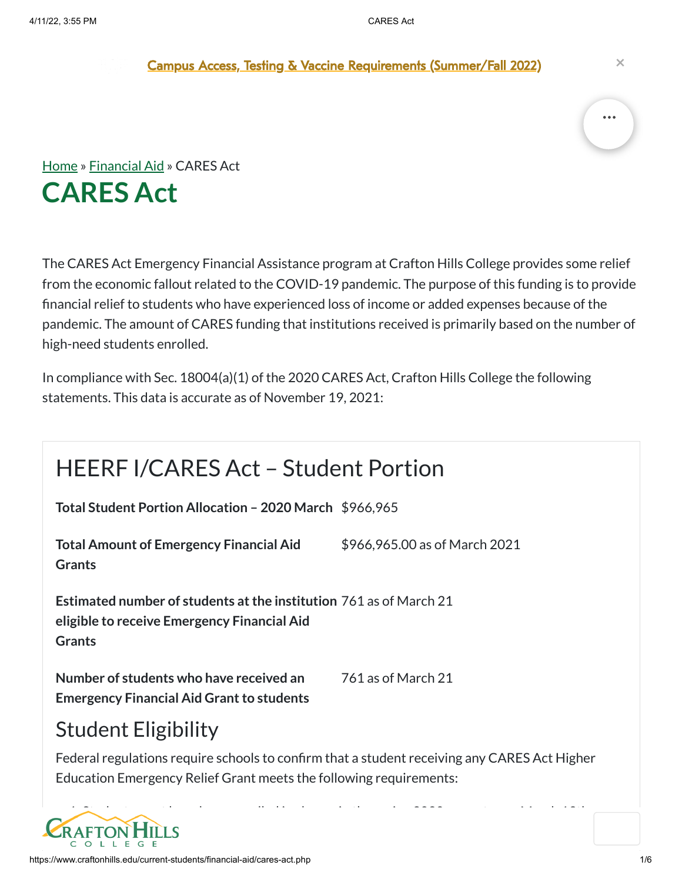Campus Access, Testing & Vaccine Requirements (Summer/Fall 2022)

Home » Financial Aid » CARES Act

# CARES Act

The CARES Act Emergency Financial Assistance program at Crafton Hills College provides some relief from the economic fallout related to the COVID-19 pandemic. The purpose of this funding is to provide financial relief to students who have experienced loss of income or added expenses because of the pandemic. The amount of CARES funding that institutions received is primarily based on the number of high-need students enrolled.

In compliance with Sec. 18004(a)(1) of the 2020 CARES Act, Crafton Hills College the following statements. This data is accurate as of November 19, 2021:

## HEERF I/CARES Act – Student Portion

| | |
|---|---|
| **Total Student Portion Allocation – 2020 March** | $966,965 |
| **Total Amount of Emergency Financial Aid Grants** | $966,965.00 as of March 2021 |
| **Estimated number of students at the institution eligible to receive Emergency Financial Aid Grants** | 761 as of March 21 |
| **Number of students who have received an Emergency Financial Aid Grant to students** | 761 as of March 21 |

## Student Eligibility

Federal regulations require schools to confirm that a student receiving any CARES Act Higher Education Emergency Relief Grant meets the following requirements: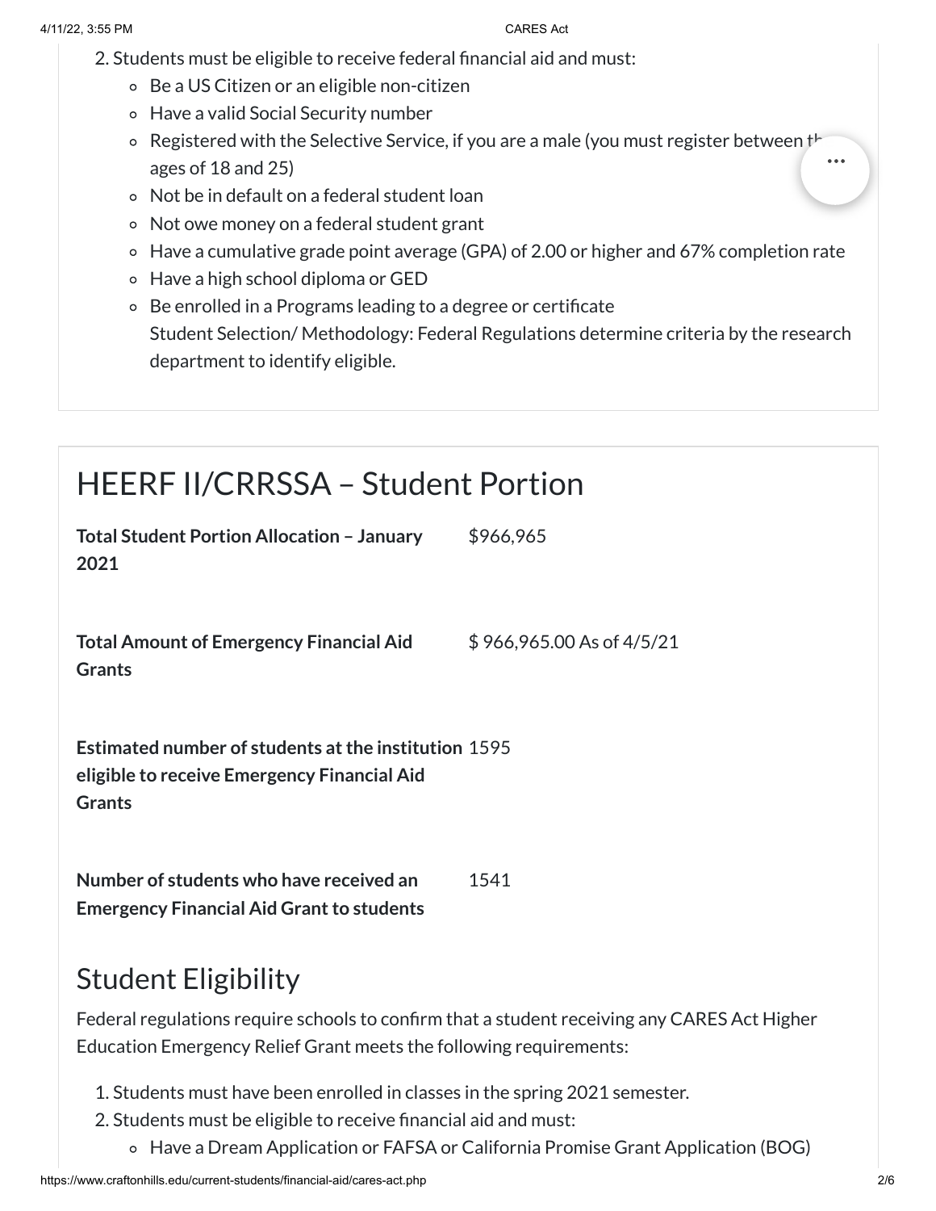2. Students must be eligible to receive federal financial aid and must:
   - Be a US Citizen or an eligible non-citizen
   - Have a valid Social Security number
   - Registered with the Selective Service, if you are a male (you must register between the ages of 18 and 25)
   - Not be in default on a federal student loan
   - Not owe money on a federal student grant
   - Have a cumulative grade point average (GPA) of 2.00 or higher and 67% completion rate
   - Have a high school diploma or GED
   - Be enrolled in a Programs leading to a degree or certificate
     Student Selection/ Methodology: Federal Regulations determine criteria by the research department to identify eligible.

## HEERF II/CRRSSA – Student Portion

| | |
|---|---|
| **Total Student Portion Allocation – January 2021** | $966,965 |
| **Total Amount of Emergency Financial Aid Grants** | $ 966,965.00 As of 4/5/21 |
| **Estimated number of students at the institution eligible to receive Emergency Financial Aid Grants** | 1595 |
| **Number of students who have received an Emergency Financial Aid Grant to students** | 1541 |

## Student Eligibility

Federal regulations require schools to confirm that a student receiving any CARES Act Higher Education Emergency Relief Grant meets the following requirements:

1. Students must have been enrolled in classes in the spring 2021 semester.
2. Students must be eligible to receive financial aid and must:
   - Have a Dream Application or FAFSA or California Promise Grant Application (BOG)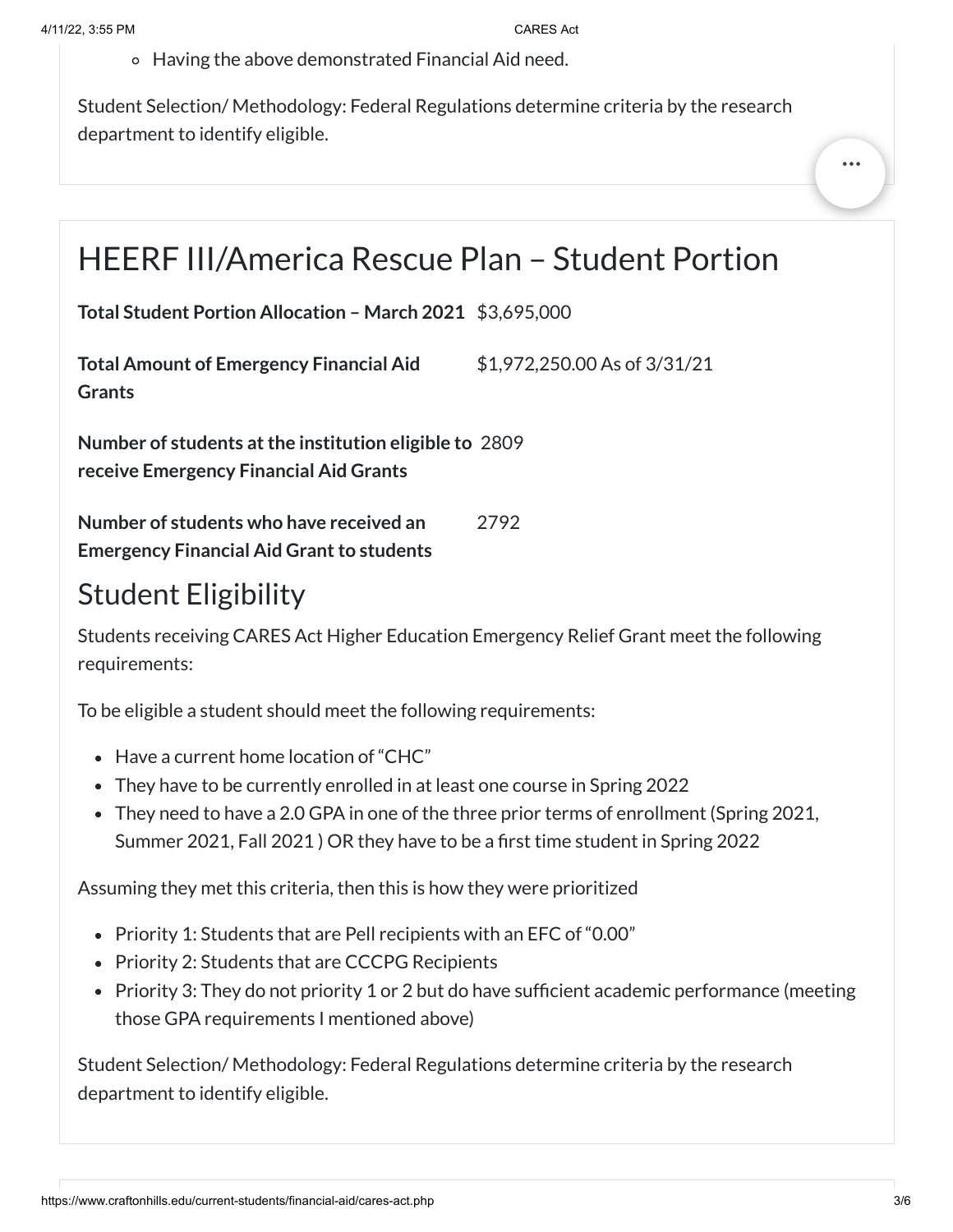- Having the above demonstrated Financial Aid need.

Student Selection/ Methodology: Federal Regulations determine criteria by the research department to identify eligible.

## HEERF III/America Rescue Plan – Student Portion

| | |
|---|---|
| **Total Student Portion Allocation – March 2021** | $3,695,000 |
| **Total Amount of Emergency Financial Aid Grants** | $1,972,250.00 As of 3/31/21 |
| **Number of students at the institution eligible to receive Emergency Financial Aid Grants** | 2809 |
| **Number of students who have received an Emergency Financial Aid Grant to students** | 2792 |

### Student Eligibility

Students receiving CARES Act Higher Education Emergency Relief Grant meet the following requirements:

To be eligible a student should meet the following requirements:

- Have a current home location of "CHC"
- They have to be currently enrolled in at least one course in Spring 2022
- They need to have a 2.0 GPA in one of the three prior terms of enrollment (Spring 2021, Summer 2021, Fall 2021 ) OR they have to be a first time student in Spring 2022

Assuming they met this criteria, then this is how they were prioritized

- Priority 1: Students that are Pell recipients with an EFC of "0.00"
- Priority 2: Students that are CCCPG Recipients
- Priority 3: They do not priority 1 or 2 but do have sufficient academic performance (meeting those GPA requirements I mentioned above)

Student Selection/ Methodology: Federal Regulations determine criteria by the research department to identify eligible.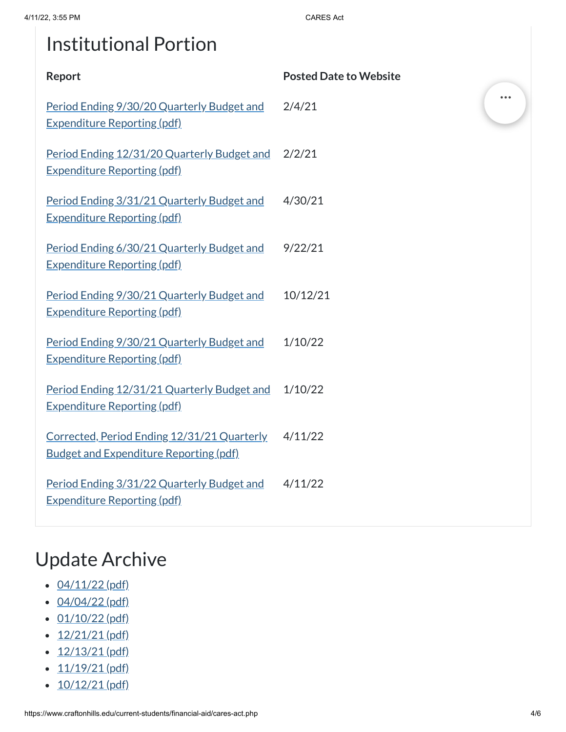## Institutional Portion

| Report | Posted Date to Website |
| --- | --- |
| Period Ending 9/30/20 Quarterly Budget and Expenditure Reporting (pdf) | 2/4/21 |
| Period Ending 12/31/20 Quarterly Budget and Expenditure Reporting (pdf) | 2/2/21 |
| Period Ending 3/31/21 Quarterly Budget and Expenditure Reporting (pdf) | 4/30/21 |
| Period Ending 6/30/21 Quarterly Budget and Expenditure Reporting (pdf) | 9/22/21 |
| Period Ending 9/30/21 Quarterly Budget and Expenditure Reporting (pdf) | 10/12/21 |
| Period Ending 9/30/21 Quarterly Budget and Expenditure Reporting (pdf) | 1/10/22 |
| Period Ending 12/31/21 Quarterly Budget and Expenditure Reporting (pdf) | 1/10/22 |
| Corrected, Period Ending 12/31/21 Quarterly Budget and Expenditure Reporting (pdf) | 4/11/22 |
| Period Ending 3/31/22 Quarterly Budget and Expenditure Reporting (pdf) | 4/11/22 |

# Update Archive

- 04/11/22 (pdf)
- 04/04/22 (pdf)
- 01/10/22 (pdf)
- 12/21/21 (pdf)
- 12/13/21 (pdf)
- 11/19/21 (pdf)
- 10/12/21 (pdf)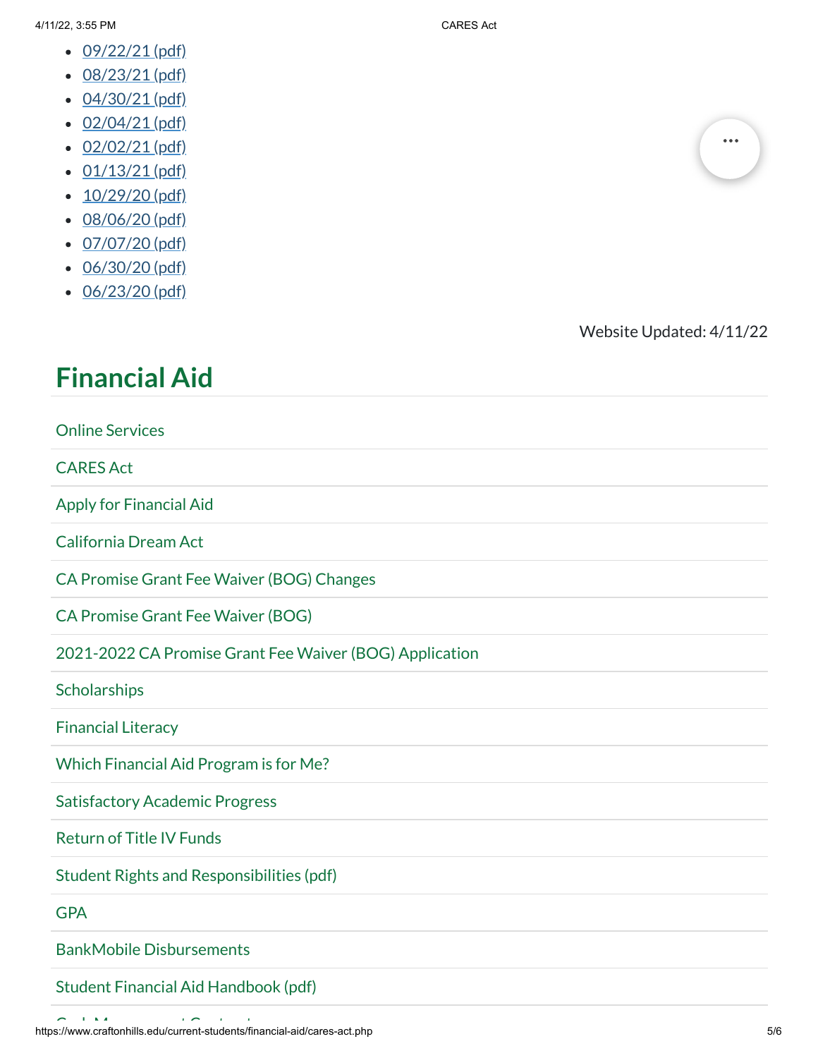- 09/22/21 (pdf)
- 08/23/21 (pdf)
- 04/30/21 (pdf)
- 02/04/21 (pdf)
- 02/02/21 (pdf)
- 01/13/21 (pdf)
- 10/29/20 (pdf)
- 08/06/20 (pdf)
- 07/07/20 (pdf)
- 06/30/20 (pdf)
- 06/23/20 (pdf)

Website Updated: 4/11/22

## Financial Aid

- Online Services
- CARES Act
- Apply for Financial Aid
- California Dream Act
- CA Promise Grant Fee Waiver (BOG) Changes
- CA Promise Grant Fee Waiver (BOG)
- 2021-2022 CA Promise Grant Fee Waiver (BOG) Application
- Scholarships
- Financial Literacy
- Which Financial Aid Program is for Me?
- Satisfactory Academic Progress
- Return of Title IV Funds
- Student Rights and Responsibilities (pdf)
- GPA
- BankMobile Disbursements
- Student Financial Aid Handbook (pdf)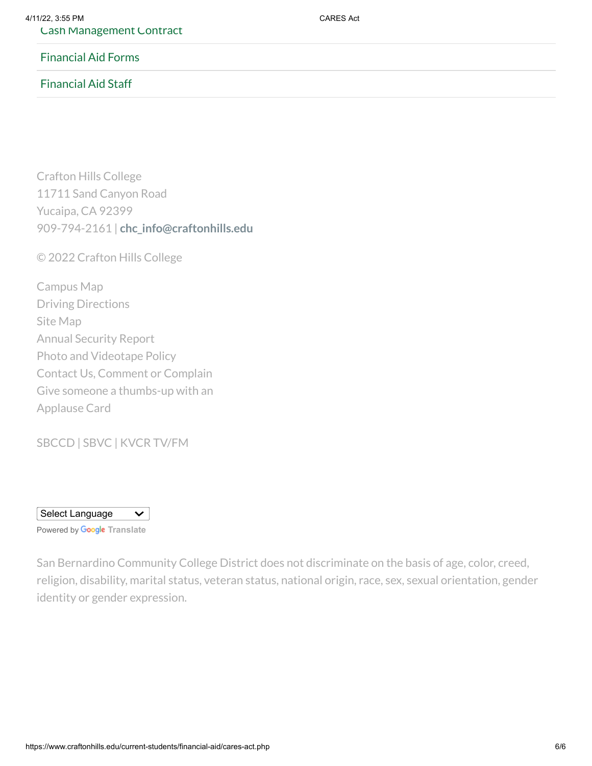Cash Management Contract

Financial Aid Forms

Financial Aid Staff

Crafton Hills College
11711 Sand Canyon Road
Yucaipa, CA 92399
909-794-2161 | **chc_info@craftonhills.edu**

© 2022 Crafton Hills College

Campus Map
Driving Directions
Site Map
Annual Security Report
Photo and Videotape Policy
Contact Us, Comment or Complain
Give someone a thumbs-up with an Applause Card

SBCCD | SBVC | KVCR TV/FM

Select Language

Powered by Google Translate

San Bernardino Community College District does not discriminate on the basis of age, color, creed, religion, disability, marital status, veteran status, national origin, race, sex, sexual orientation, gender identity or gender expression.